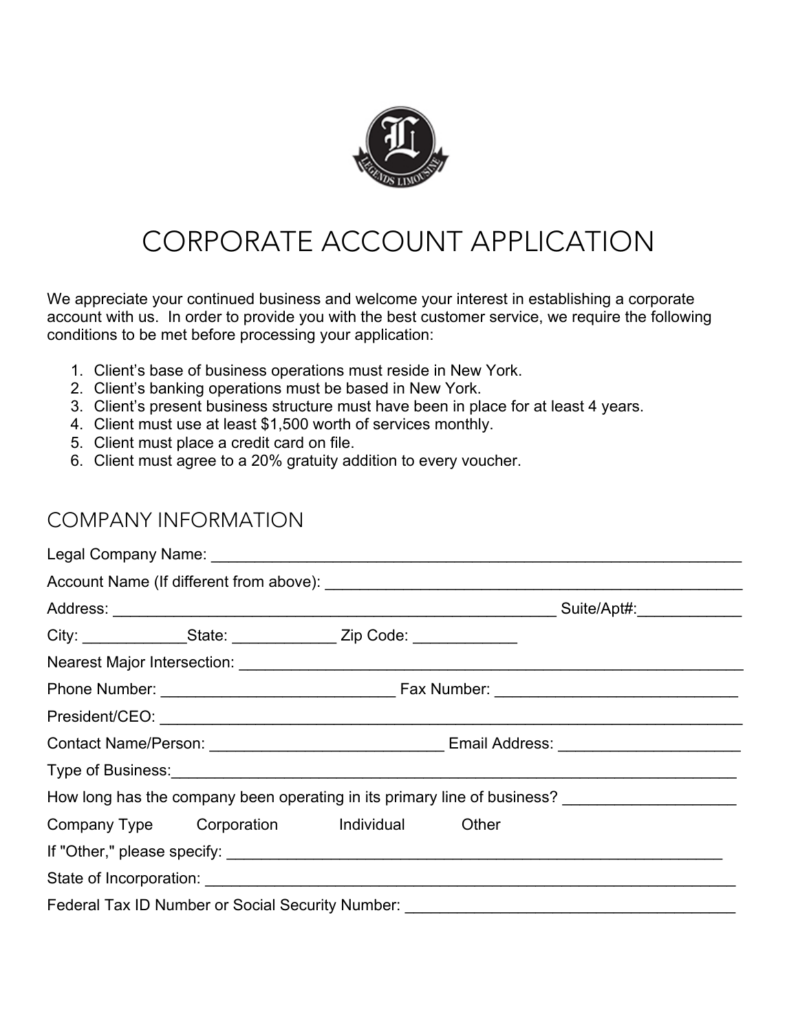# CORPORATE ACCOUNT APPLICATION

We appreciate your continued business and welcome your interest in establishing a corporate account with us. In order to provide you with the best customer service, we require the following conditions to be met before processing your application:

1. Client's base of business operations must reside in New York.
2. Client's banking operations must be based in New York.
3. Client's present business structure must have been in place for at least 4 years.
4. Client must use at least $1,500 worth of services monthly.
5. Client must place a credit card on file.
6. Client must agree to a 20% gratuity addition to every voucher.

## COMPANY INFORMATION

Legal Company Name: ___________________________________________________________

Account Name (If different from above): ____________________________________________

Address: ___________________________________________________ Suite/Apt#:___________

City: ___________State: ___________ Zip Code: ___________

Nearest Major Intersection: _______________________________________________________

Phone Number: ________________________ Fax Number: __________________________

President/CEO: ________________________________________________________________

Contact Name/Person: ________________________ Email Address: ____________________

Type of Business:_______________________________________________________________

How long has the company been operating in its primary line of business? __________________

Company Type Corporation Individual Other

If "Other," please specify: _____________________________________________________

State of Incorporation: _________________________________________________________

Federal Tax ID Number or Social Security Number: _______________________________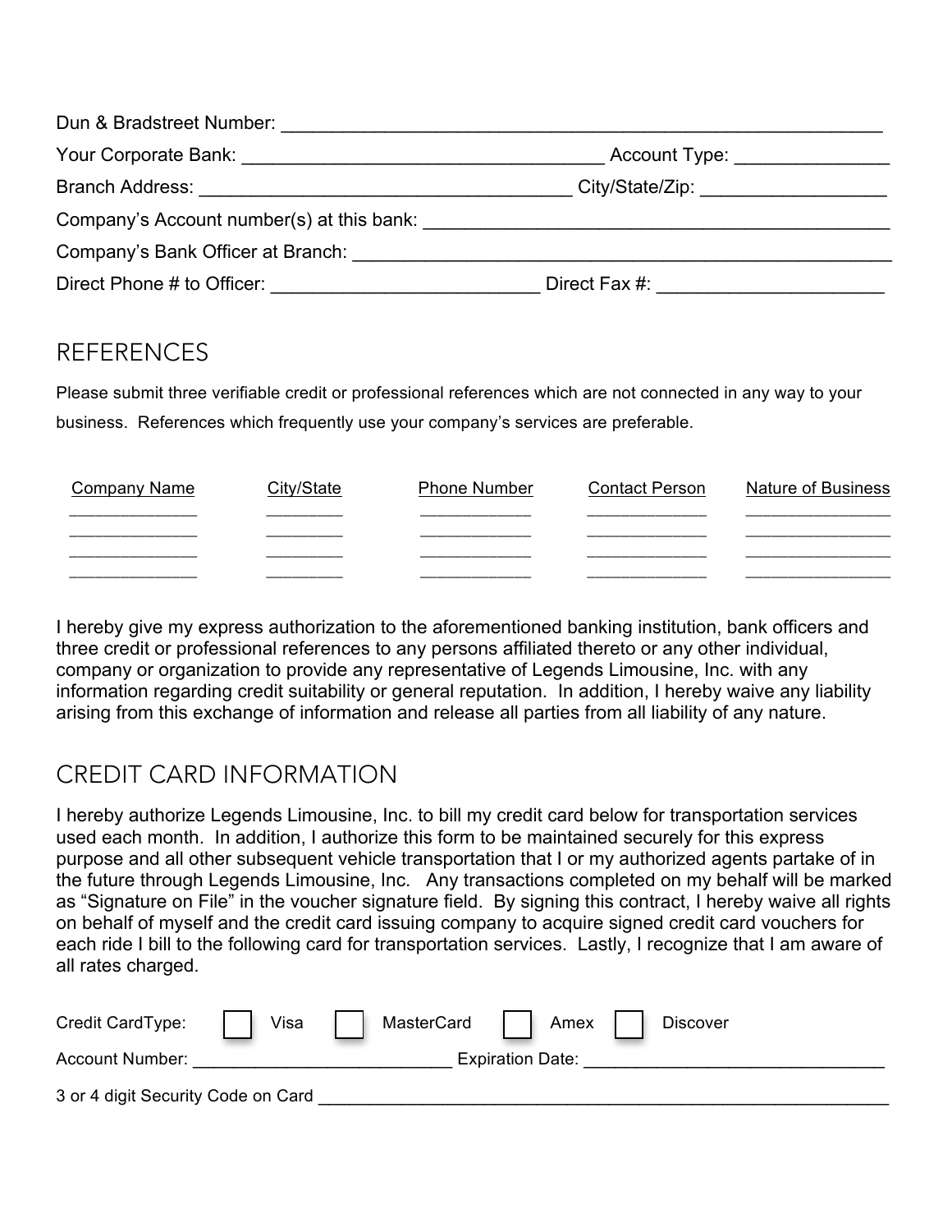Dun & Bradstreet Number: ______________________________________________________________

Your Corporate Bank: ____________________________________ Account Type: _______________

Branch Address: _____________________________________ City/State/Zip: __________________

Company's Account number(s) at this bank: _______________________________________________

Company's Bank Officer at Branch: ______________________________________________________

Direct Phone # to Officer: __________________________ Direct Fax #: ______________________

## REFERENCES

Please submit three verifiable credit or professional references which are not connected in any way to your business. References which frequently use your company's services are preferable.

| Company Name | City/State | Phone Number | Contact Person | Nature of Business |
|---|---|---|---|---|
| _____________ | ________ | ___________ | ____________ | _______________ |
| _____________ | ________ | ___________ | ____________ | _______________ |
| _____________ | ________ | ___________ | ____________ | _______________ |
| _____________ | ________ | ___________ | ____________ | _______________ |

I hereby give my express authorization to the aforementioned banking institution, bank officers and three credit or professional references to any persons affiliated thereto or any other individual, company or organization to provide any representative of Legends Limousine, Inc. with any information regarding credit suitability or general reputation. In addition, I hereby waive any liability arising from this exchange of information and release all parties from all liability of any nature.

## CREDIT CARD INFORMATION

I hereby authorize Legends Limousine, Inc. to bill my credit card below for transportation services used each month. In addition, I authorize this form to be maintained securely for this express purpose and all other subsequent vehicle transportation that I or my authorized agents partake of in the future through Legends Limousine, Inc. Any transactions completed on my behalf will be marked as "Signature on File" in the voucher signature field. By signing this contract, I hereby waive all rights on behalf of myself and the credit card issuing company to acquire signed credit card vouchers for each ride I bill to the following card for transportation services. Lastly, I recognize that I am aware of all rates charged.

Credit CardType: ☐ Visa ☐ MasterCard ☐ Amex ☐ Discover

Account Number: ___________________________ Expiration Date: ______________________________

3 or 4 digit Security Code on Card ______________________________________________________________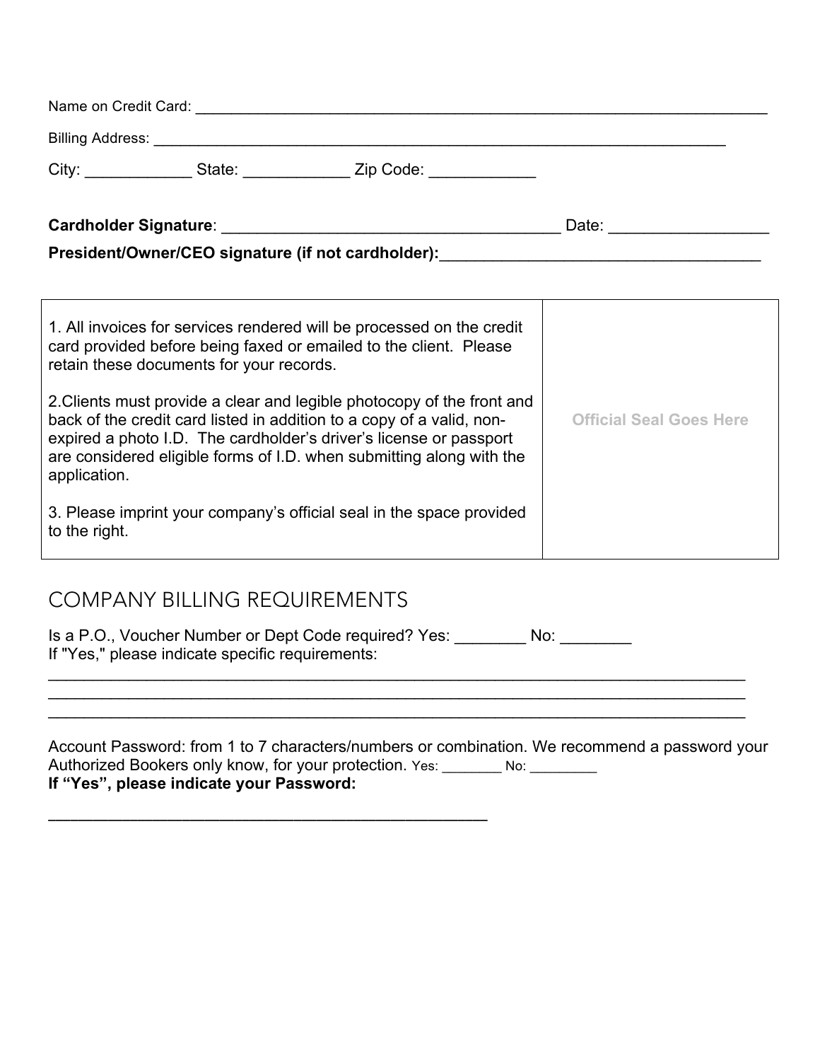Name on Credit Card: ___________________________________________________________________________

Billing Address: ___________________________________________________________________________

City: ____________ State: ____________ Zip Code: ____________

**Cardholder Signature**: ______________________________________ Date: _________________

**President/Owner/CEO signature (if not cardholder):**____________________________________

| | |
|---|---|
| 1. All invoices for services rendered will be processed on the credit card provided before being faxed or emailed to the client. Please retain these documents for your records.<br><br>2.Clients must provide a clear and legible photocopy of the front and back of the credit card listed in addition to a copy of a valid, non-expired a photo I.D. The cardholder's driver's license or passport are considered eligible forms of I.D. when submitting along with the application.<br><br>3. Please imprint your company's official seal in the space provided to the right. | Official Seal Goes Here |

## COMPANY BILLING REQUIREMENTS

Is a P.O., Voucher Number or Dept Code required? Yes: ________ No: ________
If "Yes," please indicate specific requirements:

___________________________________________________________________________
___________________________________________________________________________
___________________________________________________________________________

Account Password: from 1 to 7 characters/numbers or combination. We recommend a password your Authorized Bookers only know, for your protection. Yes: ________ No: ________
**If "Yes", please indicate your Password:**

__________________________________________________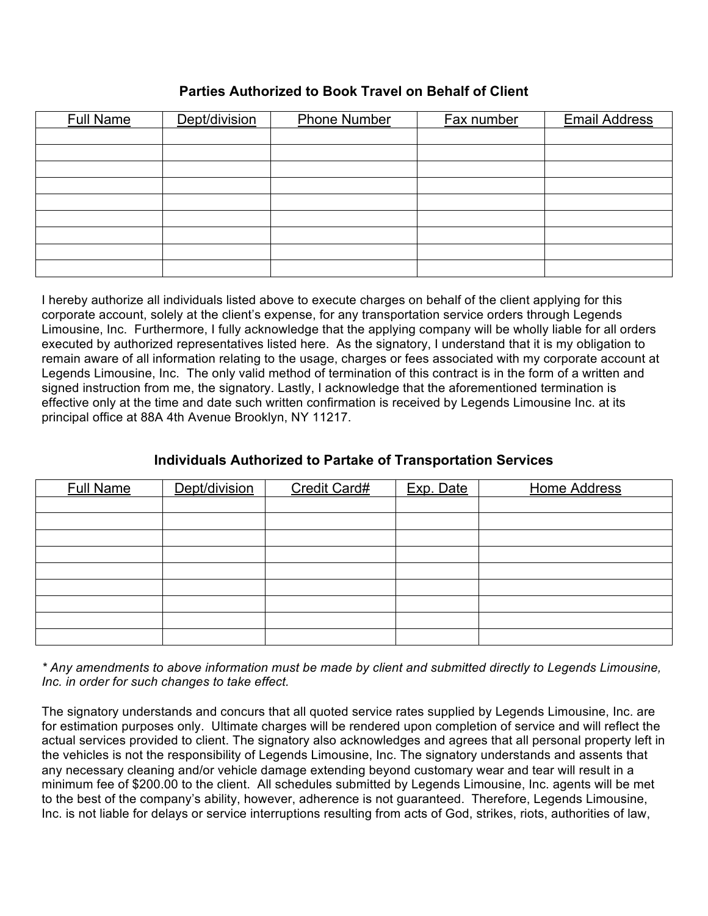### Parties Authorized to Book Travel on Behalf of Client

| Full Name | Dept/division | Phone Number | Fax number | Email Address |
|---|---|---|---|---|
| | | | | |
| | | | | |
| | | | | |
| | | | | |
| | | | | |
| | | | | |
| | | | | |
| | | | | |
| | | | | |

I hereby authorize all individuals listed above to execute charges on behalf of the client applying for this corporate account, solely at the client's expense, for any transportation service orders through Legends Limousine, Inc. Furthermore, I fully acknowledge that the applying company will be wholly liable for all orders executed by authorized representatives listed here. As the signatory, I understand that it is my obligation to remain aware of all information relating to the usage, charges or fees associated with my corporate account at Legends Limousine, Inc. The only valid method of termination of this contract is in the form of a written and signed instruction from me, the signatory. Lastly, I acknowledge that the aforementioned termination is effective only at the time and date such written confirmation is received by Legends Limousine Inc. at its principal office at 88A 4th Avenue Brooklyn, NY 11217.

### Individuals Authorized to Partake of Transportation Services

| Full Name | Dept/division | Credit Card# | Exp. Date | Home Address |
|---|---|---|---|---|
| | | | | |
| | | | | |
| | | | | |
| | | | | |
| | | | | |
| | | | | |
| | | | | |
| | | | | |
| | | | | |

*\* Any amendments to above information must be made by client and submitted directly to Legends Limousine, Inc. in order for such changes to take effect.*

The signatory understands and concurs that all quoted service rates supplied by Legends Limousine, Inc. are for estimation purposes only. Ultimate charges will be rendered upon completion of service and will reflect the actual services provided to client. The signatory also acknowledges and agrees that all personal property left in the vehicles is not the responsibility of Legends Limousine, Inc. The signatory understands and assents that any necessary cleaning and/or vehicle damage extending beyond customary wear and tear will result in a minimum fee of $200.00 to the client. All schedules submitted by Legends Limousine, Inc. agents will be met to the best of the company's ability, however, adherence is not guaranteed. Therefore, Legends Limousine, Inc. is not liable for delays or service interruptions resulting from acts of God, strikes, riots, authorities of law,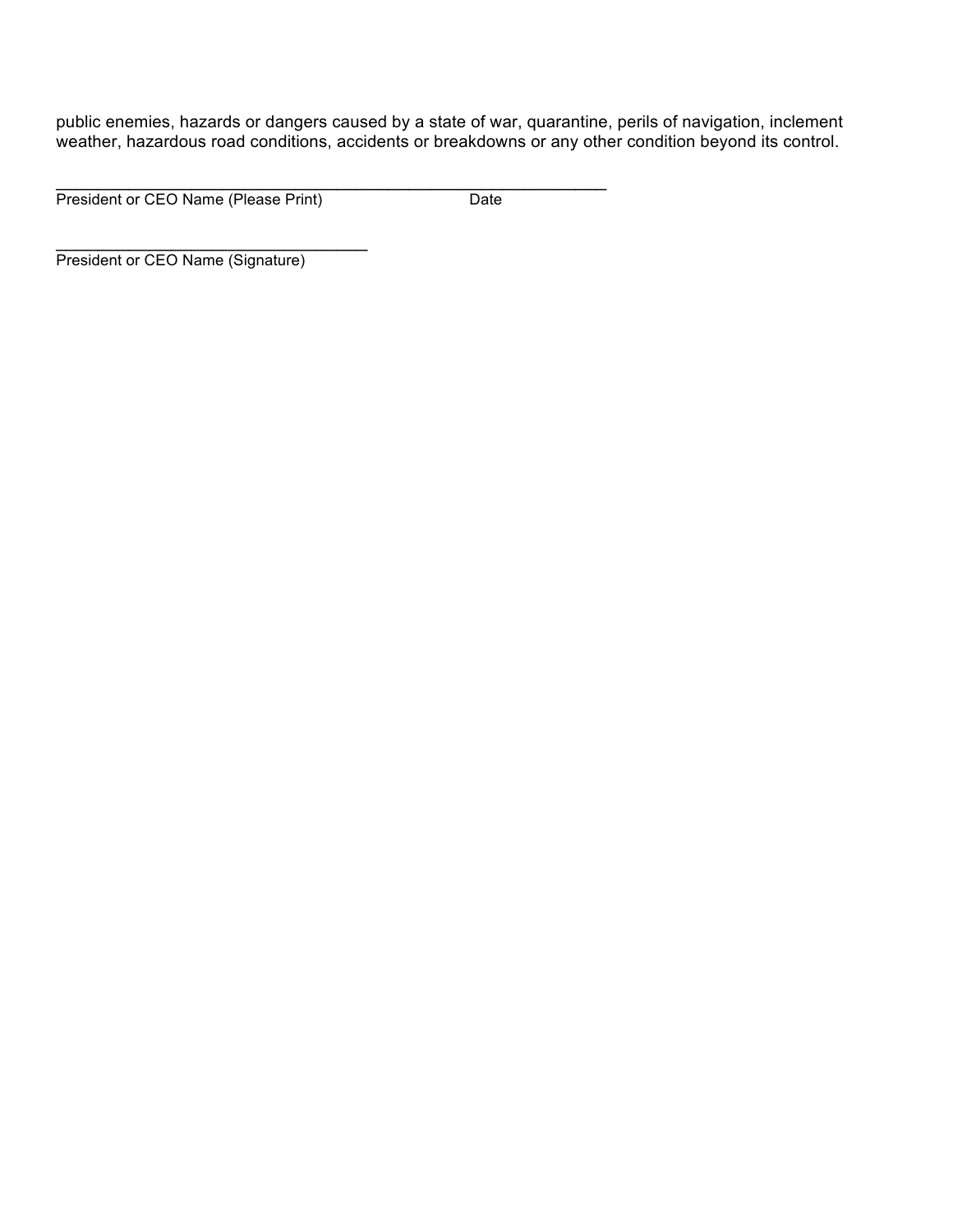public enemies, hazards or dangers caused by a state of war, quarantine, perils of navigation, inclement weather, hazardous road conditions, accidents or breakdowns or any other condition beyond its control.

_______________________________________________________________

President or CEO Name (Please Print)                                    Date

___________________________________

President or CEO Name (Signature)